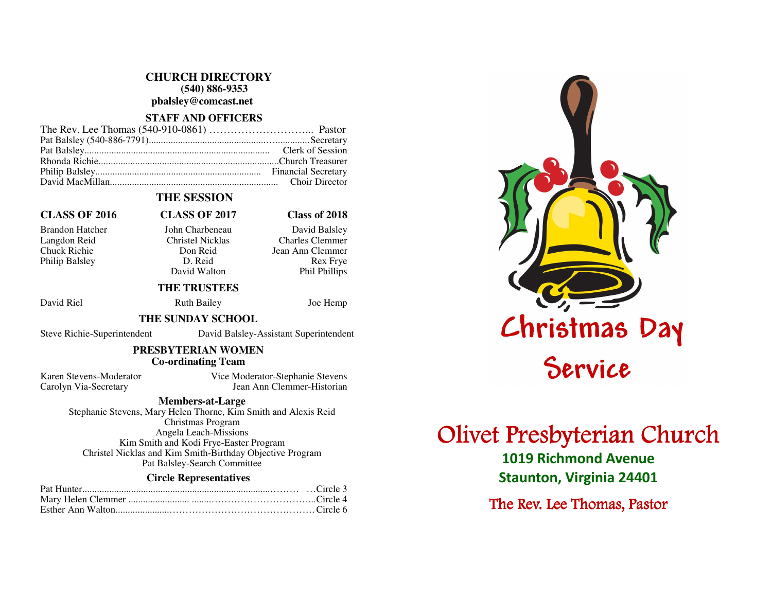## CHURCH DIRECTORY

**(540) 886-9353**

**pbalsley@comcast.net**

### STAFF AND OFFICERS

The Rev. Lee Thomas (540-910-0861) ………………………... Pastor
Pat Balsley (540-886-7791)..........................................................Secretary
Pat Balsley........................................................................... Clerk of Session
Rhonda Richie..........................................................................Church Treasurer
Philip Balsley.................................................................... Financial Secretary
David MacMillan..................................................................... Choir Director

### THE SESSION

| CLASS OF 2016 | CLASS OF 2017 | Class of 2018 |
|---|---|---|
| Brandon Hatcher | John Charbeneau | David Balsley |
| Langdon Reid | Christel Nicklas | Charles Clemmer |
| Chuck Richie | Don Reid | Jean Ann Clemmer |
| Philip Balsley | D. Reid | Rex Frye |
| | David Walton | Phil Phillips |

### THE TRUSTEES

David Riel — Ruth Bailey — Joe Hemp

### THE SUNDAY SCHOOL

Steve Richie-Superintendent — David Balsley-Assistant Superintendent

### PRESBYTERIAN WOMEN

**Co-ordinating Team**

Karen Stevens-Moderator — Vice Moderator-Stephanie Stevens
Carolyn Via-Secretary — Jean Ann Clemmer-Historian

**Members-at-Large**

Stephanie Stevens, Mary Helen Thorne, Kim Smith and Alexis Reid
Christmas Program
Angela Leach-Missions
Kim Smith and Kodi Frye-Easter Program
Christel Nicklas and Kim Smith-Birthday Objective Program
Pat Balsley-Search Committee

**Circle Representatives**

Pat Hunter.........................................................................……… …Circle 3
Mary Helen Clemmer ......................... ........…………………………...Circle 4
Esther Ann Walton......................………………………………………Circle 6

# Christmas Day Service

# Olivet Presbyterian Church

**1019 Richmond Avenue**
**Staunton, Virginia 24401**

The Rev. Lee Thomas, Pastor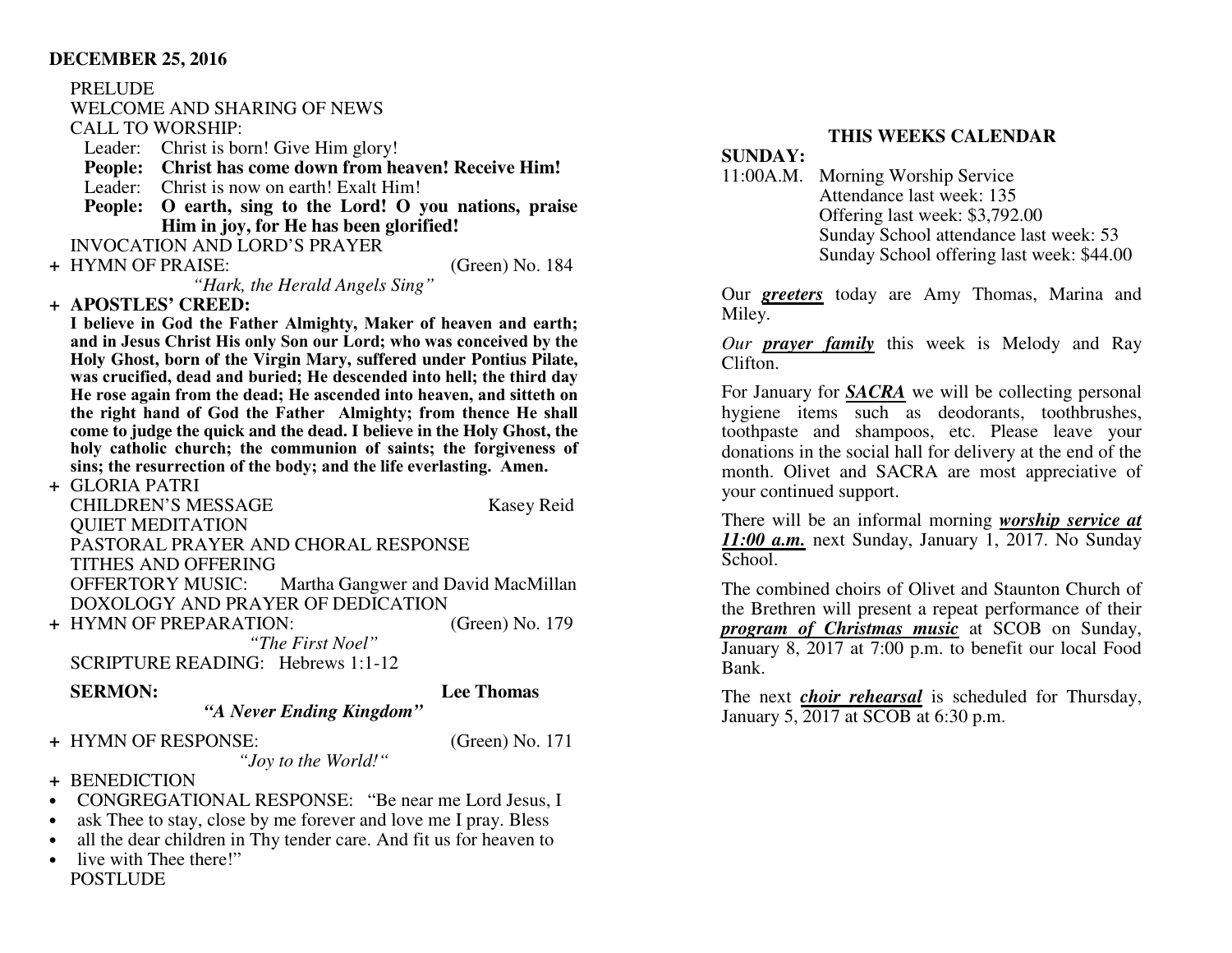**DECEMBER 25, 2016**

PRELUDE

WELCOME AND SHARING OF NEWS

CALL TO WORSHIP:

Leader: Christ is born! Give Him glory!

**People: Christ has come down from heaven! Receive Him!**

Leader: Christ is now on earth! Exalt Him!

**People: O earth, sing to the Lord! O you nations, praise Him in joy, for He has been glorified!**

INVOCATION AND LORD'S PRAYER

\+ HYMN OF PRAISE: (Green) No. 184

*"Hark, the Herald Angels Sing"*

\+ **APOSTLES' CREED:**

**I believe in God the Father Almighty, Maker of heaven and earth; and in Jesus Christ His only Son our Lord; who was conceived by the Holy Ghost, born of the Virgin Mary, suffered under Pontius Pilate, was crucified, dead and buried; He descended into hell; the third day He rose again from the dead; He ascended into heaven, and sitteth on the right hand of God the Father Almighty; from thence He shall come to judge the quick and the dead. I believe in the Holy Ghost, the holy catholic church; the communion of saints; the forgiveness of sins; the resurrection of the body; and the life everlasting. Amen.**

\+ GLORIA PATRI

CHILDREN'S MESSAGE Kasey Reid

QUIET MEDITATION

PASTORAL PRAYER AND CHORAL RESPONSE

TITHES AND OFFERING

OFFERTORY MUSIC: Martha Gangwer and David MacMillan

DOXOLOGY AND PRAYER OF DEDICATION

\+ HYMN OF PREPARATION: (Green) No. 179

*"The First Noel"*

SCRIPTURE READING: Hebrews 1:1-12

**SERMON: Lee Thomas**

***"A Never Ending Kingdom"***

\+ HYMN OF RESPONSE: (Green) No. 171

*"Joy to the World!"*

\+ BENEDICTION

- CONGREGATIONAL RESPONSE: "Be near me Lord Jesus, I
- ask Thee to stay, close by me forever and love me I pray. Bless
- all the dear children in Thy tender care. And fit us for heaven to
- live with Thee there!"

POSTLUDE

**THIS WEEKS CALENDAR**

**SUNDAY:**

11:00A.M. Morning Worship Service
Attendance last week: 135
Offering last week: $3,792.00
Sunday School attendance last week: 53
Sunday School offering last week: $44.00

Our ***greeters*** today are Amy Thomas, Marina and Miley.

*Our* ***prayer family*** this week is Melody and Ray Clifton.

For January for ***SACRA*** we will be collecting personal hygiene items such as deodorants, toothbrushes, toothpaste and shampoos, etc. Please leave your donations in the social hall for delivery at the end of the month. Olivet and SACRA are most appreciative of your continued support.

There will be an informal morning ***worship service at 11:00 a.m.*** next Sunday, January 1, 2017. No Sunday School.

The combined choirs of Olivet and Staunton Church of the Brethren will present a repeat performance of their ***program of Christmas music*** at SCOB on Sunday, January 8, 2017 at 7:00 p.m. to benefit our local Food Bank.

The next ***choir rehearsal*** is scheduled for Thursday, January 5, 2017 at SCOB at 6:30 p.m.